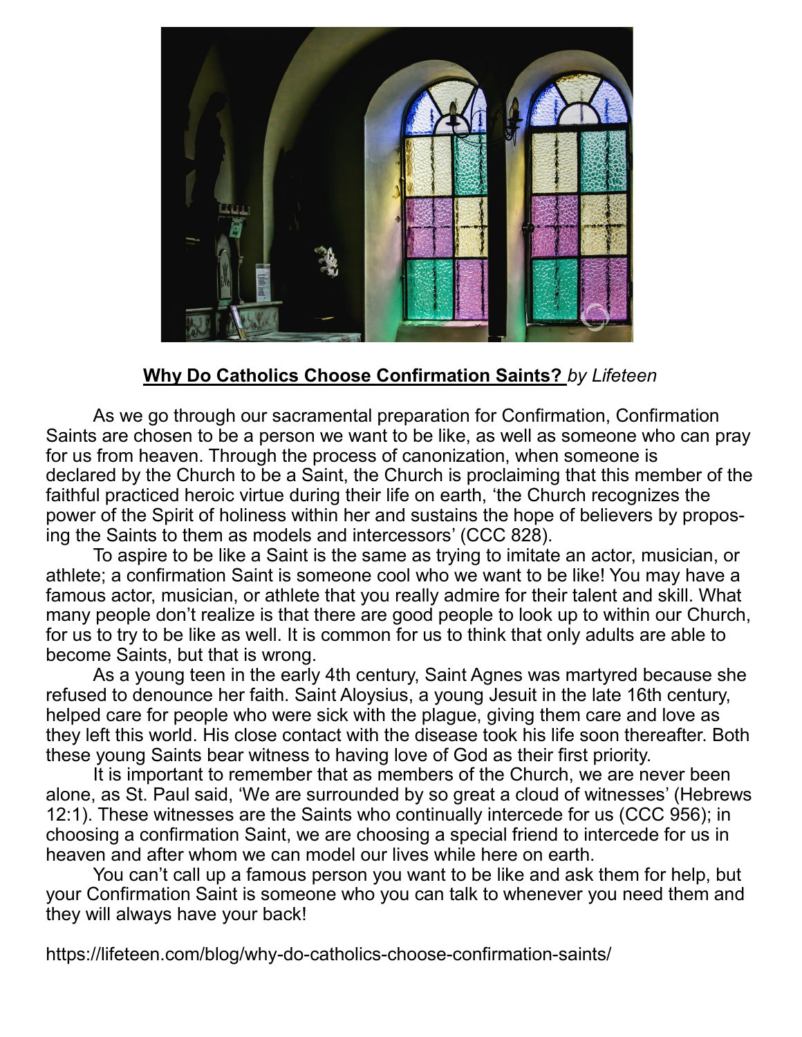**Why Do Catholics Choose Confirmation Saints?** *by Lifeteen*

As we go through our sacramental preparation for Confirmation, Confirmation Saints are chosen to be a person we want to be like, as well as someone who can pray for us from heaven. Through the process of canonization, when someone is declared by the Church to be a Saint, the Church is proclaiming that this member of the faithful practiced heroic virtue during their life on earth, 'the Church recognizes the power of the Spirit of holiness within her and sustains the hope of believers by proposing the Saints to them as models and intercessors' (CCC 828).

To aspire to be like a Saint is the same as trying to imitate an actor, musician, or athlete; a confirmation Saint is someone cool who we want to be like! You may have a famous actor, musician, or athlete that you really admire for their talent and skill. What many people don't realize is that there are good people to look up to within our Church, for us to try to be like as well. It is common for us to think that only adults are able to become Saints, but that is wrong.

As a young teen in the early 4th century, Saint Agnes was martyred because she refused to denounce her faith. Saint Aloysius, a young Jesuit in the late 16th century, helped care for people who were sick with the plague, giving them care and love as they left this world. His close contact with the disease took his life soon thereafter. Both these young Saints bear witness to having love of God as their first priority.

It is important to remember that as members of the Church, we are never been alone, as St. Paul said, 'We are surrounded by so great a cloud of witnesses' (Hebrews 12:1). These witnesses are the Saints who continually intercede for us (CCC 956); in choosing a confirmation Saint, we are choosing a special friend to intercede for us in heaven and after whom we can model our lives while here on earth.

You can't call up a famous person you want to be like and ask them for help, but your Confirmation Saint is someone who you can talk to whenever you need them and they will always have your back!

https://lifeteen.com/blog/why-do-catholics-choose-confirmation-saints/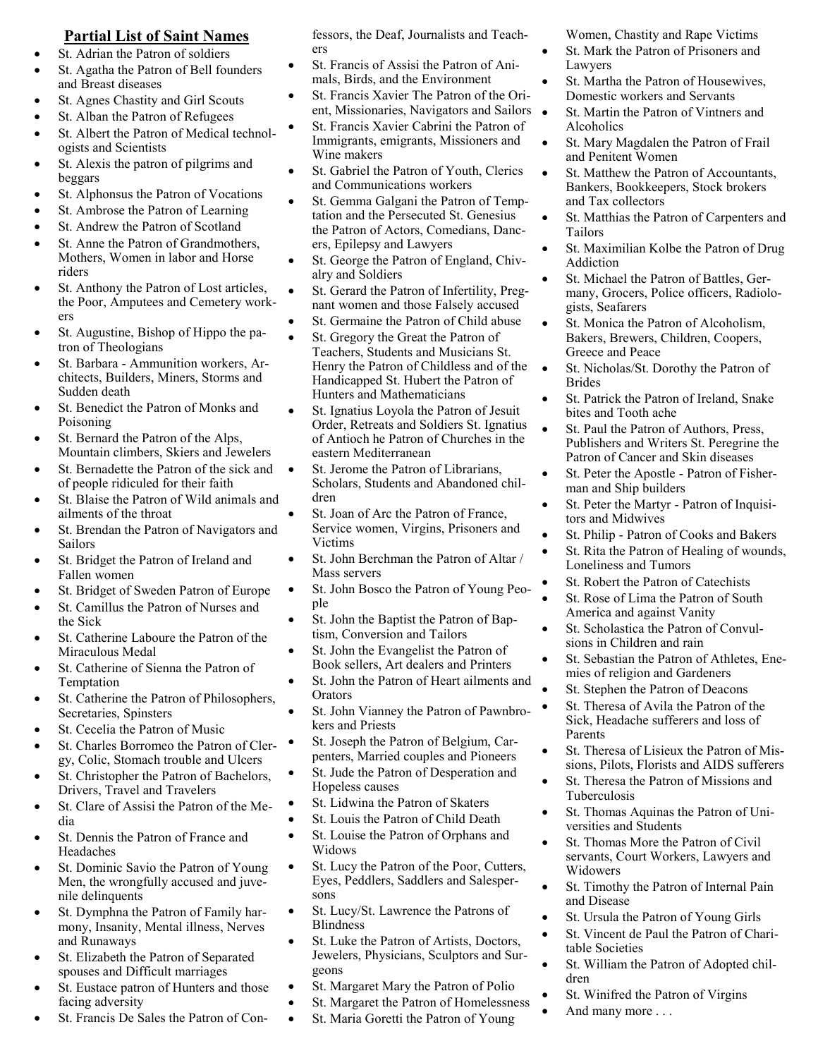## Partial List of Saint Names

- St. Adrian the Patron of soldiers
- St. Agatha the Patron of Bell founders and Breast diseases
- St. Agnes Chastity and Girl Scouts
- St. Alban the Patron of Refugees
- St. Albert the Patron of Medical technologists and Scientists
- St. Alexis the patron of pilgrims and beggars
- St. Alphonsus the Patron of Vocations
- St. Ambrose the Patron of Learning
- St. Andrew the Patron of Scotland
- St. Anne the Patron of Grandmothers, Mothers, Women in labor and Horse riders
- St. Anthony the Patron of Lost articles, the Poor, Amputees and Cemetery workers
- St. Augustine, Bishop of Hippo the patron of Theologians
- St. Barbara - Ammunition workers, Architects, Builders, Miners, Storms and Sudden death
- St. Benedict the Patron of Monks and Poisoning
- St. Bernard the Patron of the Alps, Mountain climbers, Skiers and Jewelers
- St. Bernadette the Patron of the sick and of people ridiculed for their faith
- St. Blaise the Patron of Wild animals and ailments of the throat
- St. Brendan the Patron of Navigators and Sailors
- St. Bridget the Patron of Ireland and Fallen women
- St. Bridget of Sweden Patron of Europe
- St. Camillus the Patron of Nurses and the Sick
- St. Catherine Laboure the Patron of the Miraculous Medal
- St. Catherine of Sienna the Patron of Temptation
- St. Catherine the Patron of Philosophers, Secretaries, Spinsters
- St. Cecelia the Patron of Music
- St. Charles Borromeo the Patron of Clergy, Colic, Stomach trouble and Ulcers
- St. Christopher the Patron of Bachelors, Drivers, Travel and Travelers
- St. Clare of Assisi the Patron of the Media
- St. Dennis the Patron of France and Headaches
- St. Dominic Savio the Patron of Young Men, the wrongfully accused and juvenile delinquents
- St. Dymphna the Patron of Family harmony, Insanity, Mental illness, Nerves and Runaways
- St. Elizabeth the Patron of Separated spouses and Difficult marriages
- St. Eustace patron of Hunters and those facing adversity
- St. Francis De Sales the Patron of Confessors, the Deaf, Journalists and Teachers
- St. Francis of Assisi the Patron of Animals, Birds, and the Environment
- St. Francis Xavier The Patron of the Orient, Missionaries, Navigators and Sailors
- St. Francis Xavier Cabrini the Patron of Immigrants, emigrants, Missioners and Wine makers
- St. Gabriel the Patron of Youth, Clerics and Communications workers
- St. Gemma Galgani the Patron of Temptation and the Persecuted St. Genesius the Patron of Actors, Comedians, Dancers, Epilepsy and Lawyers
- St. George the Patron of England, Chivalry and Soldiers
- St. Gerard the Patron of Infertility, Pregnant women and those Falsely accused
- St. Germaine the Patron of Child abuse
- St. Gregory the Great the Patron of Teachers, Students and Musicians St. Henry the Patron of Childless and of the Handicapped St. Hubert the Patron of Hunters and Mathematicians
- St. Ignatius Loyola the Patron of Jesuit Order, Retreats and Soldiers St. Ignatius of Antioch he Patron of Churches in the eastern Mediterranean
- St. Jerome the Patron of Librarians, Scholars, Students and Abandoned children
- St. Joan of Arc the Patron of France, Service women, Virgins, Prisoners and Victims
- St. John Berchman the Patron of Altar / Mass servers
- St. John Bosco the Patron of Young People
- St. John the Baptist the Patron of Baptism, Conversion and Tailors
- St. John the Evangelist the Patron of Book sellers, Art dealers and Printers
- St. John the Patron of Heart ailments and Orators
- St. John Vianney the Patron of Pawnbrokers and Priests
- St. Joseph the Patron of Belgium, Carpenters, Married couples and Pioneers
- St. Jude the Patron of Desperation and Hopeless causes
- St. Lidwina the Patron of Skaters
- St. Louis the Patron of Child Death
- St. Louise the Patron of Orphans and Widows
- St. Lucy the Patron of the Poor, Cutters, Eyes, Peddlers, Saddlers and Salespersons
- St. Lucy/St. Lawrence the Patrons of Blindness
- St. Luke the Patron of Artists, Doctors, Jewelers, Physicians, Sculptors and Surgeons
- St. Margaret Mary the Patron of Polio
- St. Margaret the Patron of Homelessness
- St. Maria Goretti the Patron of Young Women, Chastity and Rape Victims
- St. Mark the Patron of Prisoners and Lawyers
- St. Martha the Patron of Housewives, Domestic workers and Servants
- St. Martin the Patron of Vintners and Alcoholics
- St. Mary Magdalen the Patron of Frail and Penitent Women
- St. Matthew the Patron of Accountants, Bankers, Bookkeepers, Stock brokers and Tax collectors
- St. Matthias the Patron of Carpenters and Tailors
- St. Maximilian Kolbe the Patron of Drug Addiction
- St. Michael the Patron of Battles, Germany, Grocers, Police officers, Radiologists, Seafarers
- St. Monica the Patron of Alcoholism, Bakers, Brewers, Children, Coopers, Greece and Peace
- St. Nicholas/St. Dorothy the Patron of Brides
- St. Patrick the Patron of Ireland, Snake bites and Tooth ache
- St. Paul the Patron of Authors, Press, Publishers and Writers St. Peregrine the Patron of Cancer and Skin diseases
- St. Peter the Apostle - Patron of Fisherman and Ship builders
- St. Peter the Martyr - Patron of Inquisitors and Midwives
- St. Philip - Patron of Cooks and Bakers
- St. Rita the Patron of Healing of wounds, Loneliness and Tumors
- St. Robert the Patron of Catechists
- St. Rose of Lima the Patron of South America and against Vanity
- St. Scholastica the Patron of Convulsions in Children and rain
- St. Sebastian the Patron of Athletes, Enemies of religion and Gardeners
- St. Stephen the Patron of Deacons
- St. Theresa of Avila the Patron of the Sick, Headache sufferers and loss of Parents
- St. Theresa of Lisieux the Patron of Missions, Pilots, Florists and AIDS sufferers
- St. Theresa the Patron of Missions and Tuberculosis
- St. Thomas Aquinas the Patron of Universities and Students
- St. Thomas More the Patron of Civil servants, Court Workers, Lawyers and Widowers
- St. Timothy the Patron of Internal Pain and Disease
- St. Ursula the Patron of Young Girls
- St. Vincent de Paul the Patron of Charitable Societies
- St. William the Patron of Adopted children
- St. Winifred the Patron of Virgins
- And many more . . .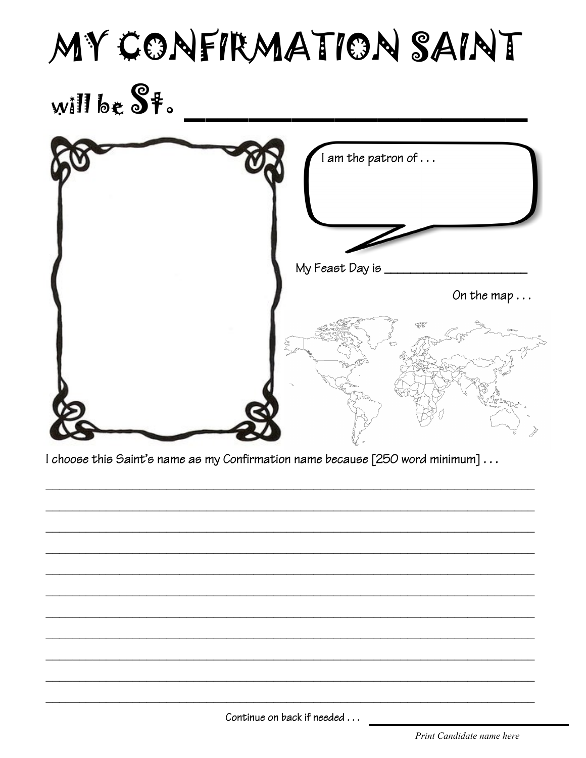# MY CONFIRMATION SAINT

will be St. ____________________

I am the patron of . . .

My Feast Day is ____________________

On the map . . .

I choose this Saint's name as my Confirmation name because [250 word minimum] . . .

______________________________________________________________________________

______________________________________________________________________________

______________________________________________________________________________

______________________________________________________________________________

______________________________________________________________________________

______________________________________________________________________________

______________________________________________________________________________

______________________________________________________________________________

______________________________________________________________________________

______________________________________________________________________________

______________________________________________________________________________

Continue on back if needed . . . ____________________

*Print Candidate name here*